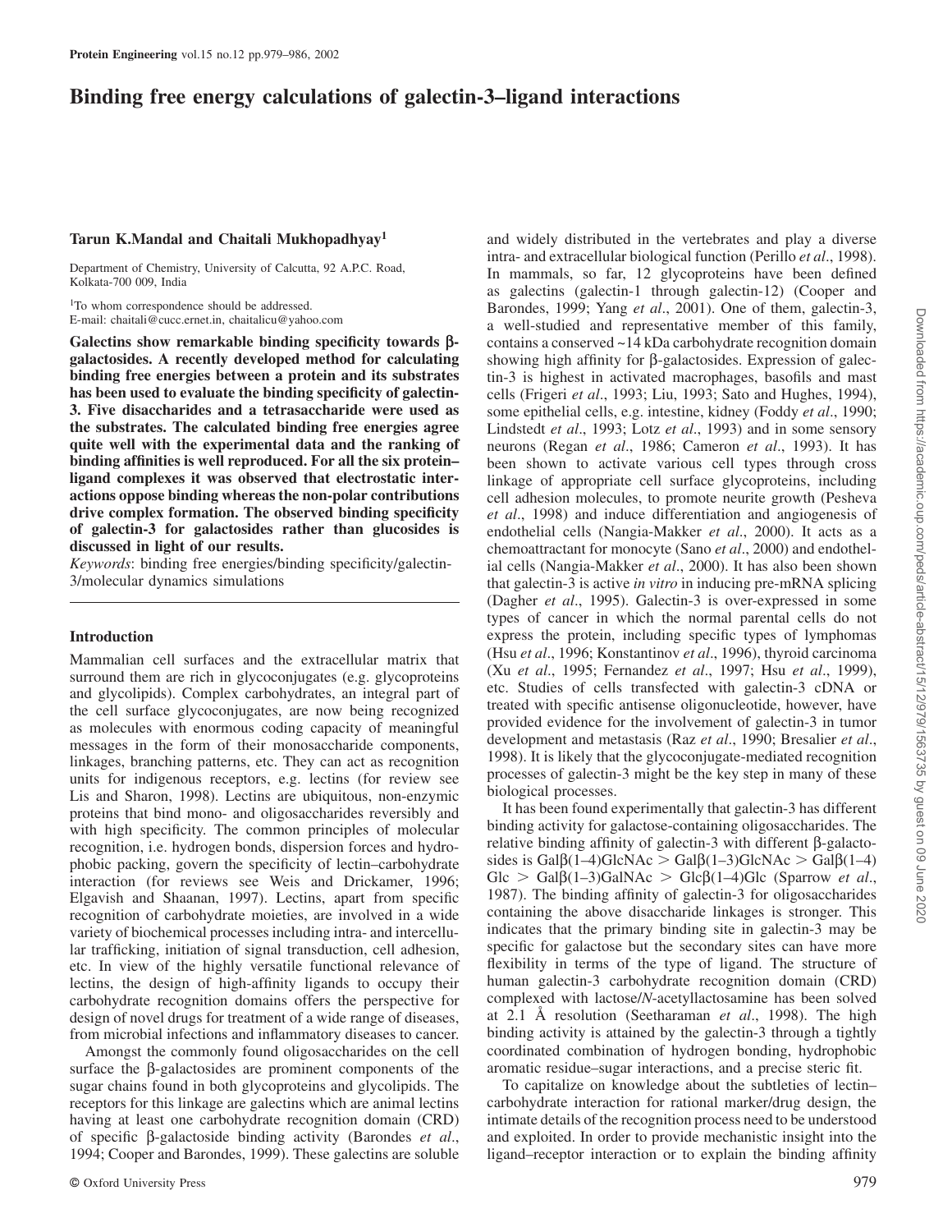# Binding free energy calculations of galectin-3–ligand interactions

**Tarun K.Mandal and Chaitali Mukhopadhyay[1]**

Department of Chemistry, University of Calcutta, 92 A.P.C. Road, Kolkata-700 009, India

[1]To whom correspondence should be addressed.
E-mail: chaitali@cucc.ernet.in, chaitalicu@yahoo.com

**Galectins show remarkable binding specificity towards β-galactosides. A recently developed method for calculating binding free energies between a protein and its substrates has been used to evaluate the binding specificity of galectin-3. Five disaccharides and a tetrasaccharide were used as the substrates. The calculated binding free energies agree quite well with the experimental data and the ranking of binding affinities is well reproduced. For all the six protein–ligand complexes it was observed that electrostatic interactions oppose binding whereas the non-polar contributions drive complex formation. The observed binding specificity of galectin-3 for galactosides rather than glucosides is discussed in light of our results.**

*Keywords*: binding free energies/binding specificity/galectin-3/molecular dynamics simulations

## Introduction

Mammalian cell surfaces and the extracellular matrix that surround them are rich in glycoconjugates (e.g. glycoproteins and glycolipids). Complex carbohydrates, an integral part of the cell surface glycoconjugates, are now being recognized as molecules with enormous coding capacity of meaningful messages in the form of their monosaccharide components, linkages, branching patterns, etc. They can act as recognition units for indigenous receptors, e.g. lectins (for review see Lis and Sharon, 1998). Lectins are ubiquitous, non-enzymic proteins that bind mono- and oligosaccharides reversibly and with high specificity. The common principles of molecular recognition, i.e. hydrogen bonds, dispersion forces and hydrophobic packing, govern the specificity of lectin–carbohydrate interaction (for reviews see Weis and Drickamer, 1996; Elgavish and Shaanan, 1997). Lectins, apart from specific recognition of carbohydrate moieties, are involved in a wide variety of biochemical processes including intra- and intercellular trafficking, initiation of signal transduction, cell adhesion, etc. In view of the highly versatile functional relevance of lectins, the design of high-affinity ligands to occupy their carbohydrate recognition domains offers the perspective for design of novel drugs for treatment of a wide range of diseases, from microbial infections and inflammatory diseases to cancer.

Amongst the commonly found oligosaccharides on the cell surface the β-galactosides are prominent components of the sugar chains found in both glycoproteins and glycolipids. The receptors for this linkage are galectins which are animal lectins having at least one carbohydrate recognition domain (CRD) of specific β-galactoside binding activity (Barondes *et al*., 1994; Cooper and Barondes, 1999). These galectins are soluble and widely distributed in the vertebrates and play a diverse intra- and extracellular biological function (Perillo *et al*., 1998). In mammals, so far, 12 glycoproteins have been defined as galectins (galectin-1 through galectin-12) (Cooper and Barondes, 1999; Yang *et al*., 2001). One of them, galectin-3, a well-studied and representative member of this family, contains a conserved ~14 kDa carbohydrate recognition domain showing high affinity for β-galactosides. Expression of galectin-3 is highest in activated macrophages, basofils and mast cells (Frigeri *et al*., 1993; Liu, 1993; Sato and Hughes, 1994), some epithelial cells, e.g. intestine, kidney (Foddy *et al*., 1990; Lindstedt *et al*., 1993; Lotz *et al*., 1993) and in some sensory neurons (Regan *et al*., 1986; Cameron *et al*., 1993). It has been shown to activate various cell types through cross linkage of appropriate cell surface glycoproteins, including cell adhesion molecules, to promote neurite growth (Pesheva *et al*., 1998) and induce differentiation and angiogenesis of endothelial cells (Nangia-Makker *et al*., 2000). It acts as a chemoattractant for monocyte (Sano *et al*., 2000) and endothelial cells (Nangia-Makker *et al*., 2000). It has also been shown that galectin-3 is active *in vitro* in inducing pre-mRNA splicing (Dagher *et al*., 1995). Galectin-3 is over-expressed in some types of cancer in which the normal parental cells do not express the protein, including specific types of lymphomas (Hsu *et al*., 1996; Konstantinov *et al*., 1996), thyroid carcinoma (Xu *et al*., 1995; Fernandez *et al*., 1997; Hsu *et al*., 1999), etc. Studies of cells transfected with galectin-3 cDNA or treated with specific antisense oligonucleotide, however, have provided evidence for the involvement of galectin-3 in tumor development and metastasis (Raz *et al*., 1990; Bresalier *et al*., 1998). It is likely that the glycoconjugate-mediated recognition processes of galectin-3 might be the key step in many of these biological processes.

It has been found experimentally that galectin-3 has different binding activity for galactose-containing oligosaccharides. The relative binding affinity of galectin-3 with different β-galactosides is Galβ(1–4)GlcNAc > Galβ(1–3)GlcNAc > Galβ(1–4)Glc > Galβ(1–3)GalNAc > Glcβ(1–4)Glc (Sparrow *et al*., 1987). The binding affinity of galectin-3 for oligosaccharides containing the above disaccharide linkages is stronger. This indicates that the primary binding site in galectin-3 may be specific for galactose but the secondary sites can have more flexibility in terms of the type of ligand. The structure of human galectin-3 carbohydrate recognition domain (CRD) complexed with lactose/*N*-acetyllactosamine has been solved at 2.1 Å resolution (Seetharaman *et al*., 1998). The high binding activity is attained by the galectin-3 through a tightly coordinated combination of hydrogen bonding, hydrophobic aromatic residue–sugar interactions, and a precise steric fit.

To capitalize on knowledge about the subtleties of lectin–carbohydrate interaction for rational marker/drug design, the intimate details of the recognition process need to be understood and exploited. In order to provide mechanistic insight into the ligand–receptor interaction or to explain the binding affinity

© Oxford University Press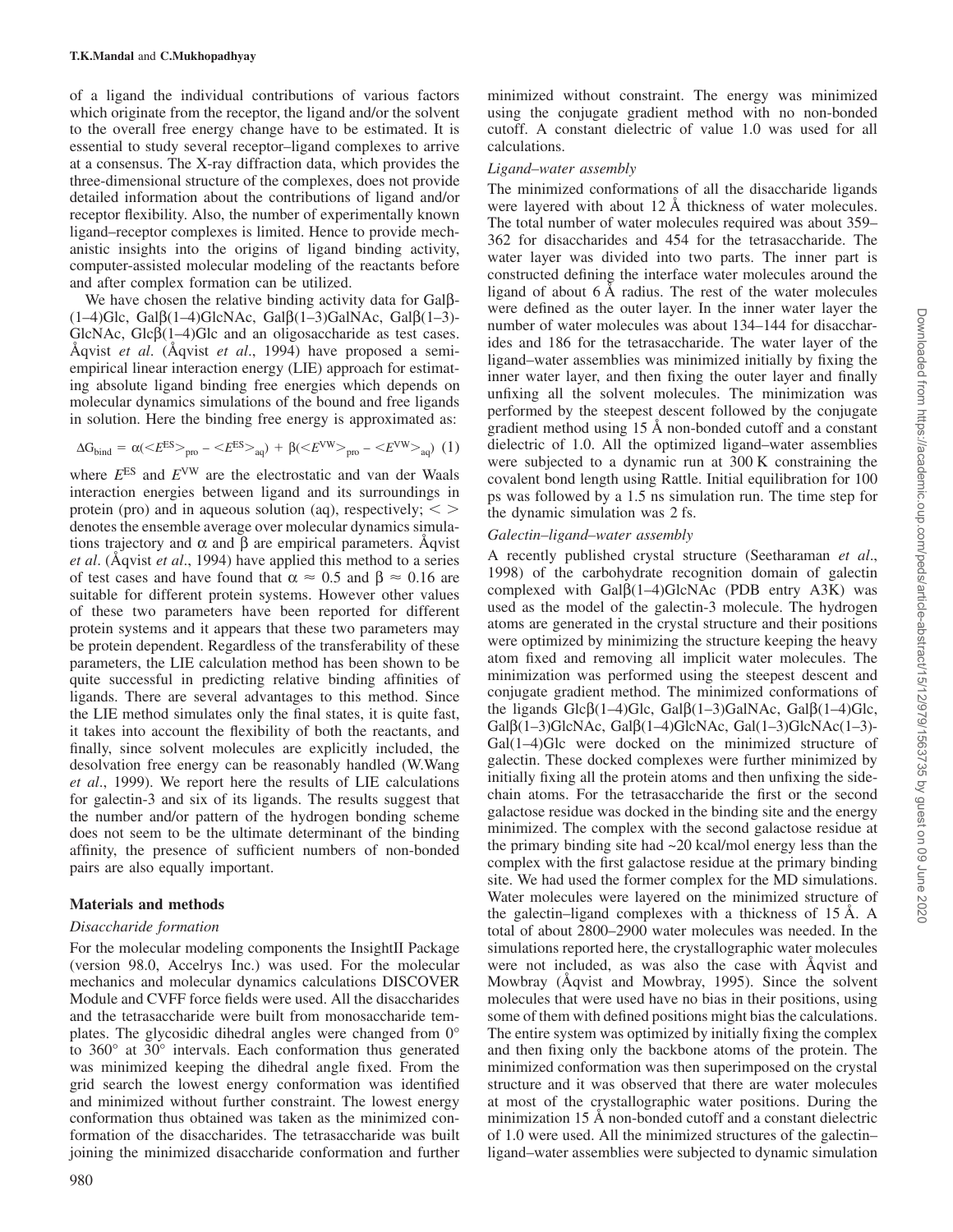of a ligand the individual contributions of various factors which originate from the receptor, the ligand and/or the solvent to the overall free energy change have to be estimated. It is essential to study several receptor–ligand complexes to arrive at a consensus. The X-ray diffraction data, which provides the three-dimensional structure of the complexes, does not provide detailed information about the contributions of ligand and/or receptor flexibility. Also, the number of experimentally known ligand–receptor complexes is limited. Hence to provide mechanistic insights into the origins of ligand binding activity, computer-assisted molecular modeling of the reactants before and after complex formation can be utilized.

We have chosen the relative binding activity data for Galβ-(1–4)Glc, Galβ(1–4)GlcNAc, Galβ(1–3)GalNAc, Galβ(1–3)-GlcNAc, Glcβ(1–4)Glc and an oligosaccharide as test cases. Åqvist *et al*. (Åqvist *et al*., 1994) have proposed a semi-empirical linear interaction energy (LIE) approach for estimating absolute ligand binding free energies which depends on molecular dynamics simulations of the bound and free ligands in solution. Here the binding free energy is approximated as:

$$\Delta G_{bind} = \alpha(\langle E^{ES}\rangle_{pro} - \langle E^{ES}\rangle_{aq}) + \beta(\langle E^{VW}\rangle_{pro} - \langle E^{VW}\rangle_{aq}) \quad (1)$$

where $E^{ES}$ and $E^{VW}$ are the electrostatic and van der Waals interaction energies between ligand and its surroundings in protein (pro) and in aqueous solution (aq), respectively; $\langle\ \rangle$ denotes the ensemble average over molecular dynamics simulations trajectory and $\alpha$ and $\beta$ are empirical parameters. Åqvist *et al*. (Åqvist *et al*., 1994) have applied this method to a series of test cases and have found that $\alpha \approx 0.5$ and $\beta \approx 0.16$ are suitable for different protein systems. However other values of these two parameters have been reported for different protein systems and it appears that these two parameters may be protein dependent. Regardless of the transferability of these parameters, the LIE calculation method has been shown to be quite successful in predicting relative binding affinities of ligands. There are several advantages to this method. Since the LIE method simulates only the final states, it is quite fast, it takes into account the flexibility of both the reactants, and finally, since solvent molecules are explicitly included, the desolvation free energy can be reasonably handled (W.Wang *et al*., 1999). We report here the results of LIE calculations for galectin-3 and six of its ligands. The results suggest that the number and/or pattern of the hydrogen bonding scheme does not seem to be the ultimate determinant of the binding affinity, the presence of sufficient numbers of non-bonded pairs are also equally important.

## Materials and methods

### *Disaccharide formation*

For the molecular modeling components the InsightII Package (version 98.0, Accelrys Inc.) was used. For the molecular mechanics and molecular dynamics calculations DISCOVER Module and CVFF force fields were used. All the disaccharides and the tetrasaccharide were built from monosaccharide templates. The glycosidic dihedral angles were changed from 0° to 360° at 30° intervals. Each conformation thus generated was minimized keeping the dihedral angle fixed. From the grid search the lowest energy conformation was identified and minimized without further constraint. The lowest energy conformation thus obtained was taken as the minimized conformation of the disaccharides. The tetrasaccharide was built joining the minimized disaccharide conformation and further minimized without constraint. The energy was minimized using the conjugate gradient method with no non-bonded cutoff. A constant dielectric of value 1.0 was used for all calculations.

### *Ligand–water assembly*

The minimized conformations of all the disaccharide ligands were layered with about 12 Å thickness of water molecules. The total number of water molecules required was about 359–362 for disaccharides and 454 for the tetrasaccharide. The water layer was divided into two parts. The inner part is constructed defining the interface water molecules around the ligand of about 6 Å radius. The rest of the water molecules were defined as the outer layer. In the inner water layer the number of water molecules was about 134–144 for disaccharides and 186 for the tetrasaccharide. The water layer of the ligand–water assemblies was minimized initially by fixing the inner water layer, and then fixing the outer layer and finally unfixing all the solvent molecules. The minimization was performed by the steepest descent followed by the conjugate gradient method using 15 Å non-bonded cutoff and a constant dielectric of 1.0. All the optimized ligand–water assemblies were subjected to a dynamic run at 300 K constraining the covalent bond length using Rattle. Initial equilibration for 100 ps was followed by a 1.5 ns simulation run. The time step for the dynamic simulation was 2 fs.

### *Galectin–ligand–water assembly*

A recently published crystal structure (Seetharaman *et al*., 1998) of the carbohydrate recognition domain of galectin complexed with Galβ(1–4)GlcNAc (PDB entry A3K) was used as the model of the galectin-3 molecule. The hydrogen atoms are generated in the crystal structure and their positions were optimized by minimizing the structure keeping the heavy atom fixed and removing all implicit water molecules. The minimization was performed using the steepest descent and conjugate gradient method. The minimized conformations of the ligands Glcβ(1–4)Glc, Galβ(1–3)GalNAc, Galβ(1–4)Glc, Galβ(1–3)GlcNAc, Galβ(1–4)GlcNAc, Gal(1–3)GlcNAc(1–3)-Gal(1–4)Glc were docked on the minimized structure of galectin. These docked complexes were further minimized by initially fixing all the protein atoms and then unfixing the side-chain atoms. For the tetrasaccharide the first or the second galactose residue was docked in the binding site and the energy minimized. The complex with the second galactose residue at the primary binding site had ~20 kcal/mol energy less than the complex with the first galactose residue at the primary binding site. We had used the former complex for the MD simulations. Water molecules were layered on the minimized structure of the galectin–ligand complexes with a thickness of 15 Å. A total of about 2800–2900 water molecules was needed. In the simulations reported here, the crystallographic water molecules were not included, as was also the case with Åqvist and Mowbray (Åqvist and Mowbray, 1995). Since the solvent molecules that were used have no bias in their positions, using some of them with defined positions might bias the calculations. The entire system was optimized by initially fixing the complex and then fixing only the backbone atoms of the protein. The minimized conformation was then superimposed on the crystal structure and it was observed that there are water molecules at most of the crystallographic water positions. During the minimization 15 Å non-bonded cutoff and a constant dielectric of 1.0 were used. All the minimized structures of the galectin–ligand–water assemblies were subjected to dynamic simulation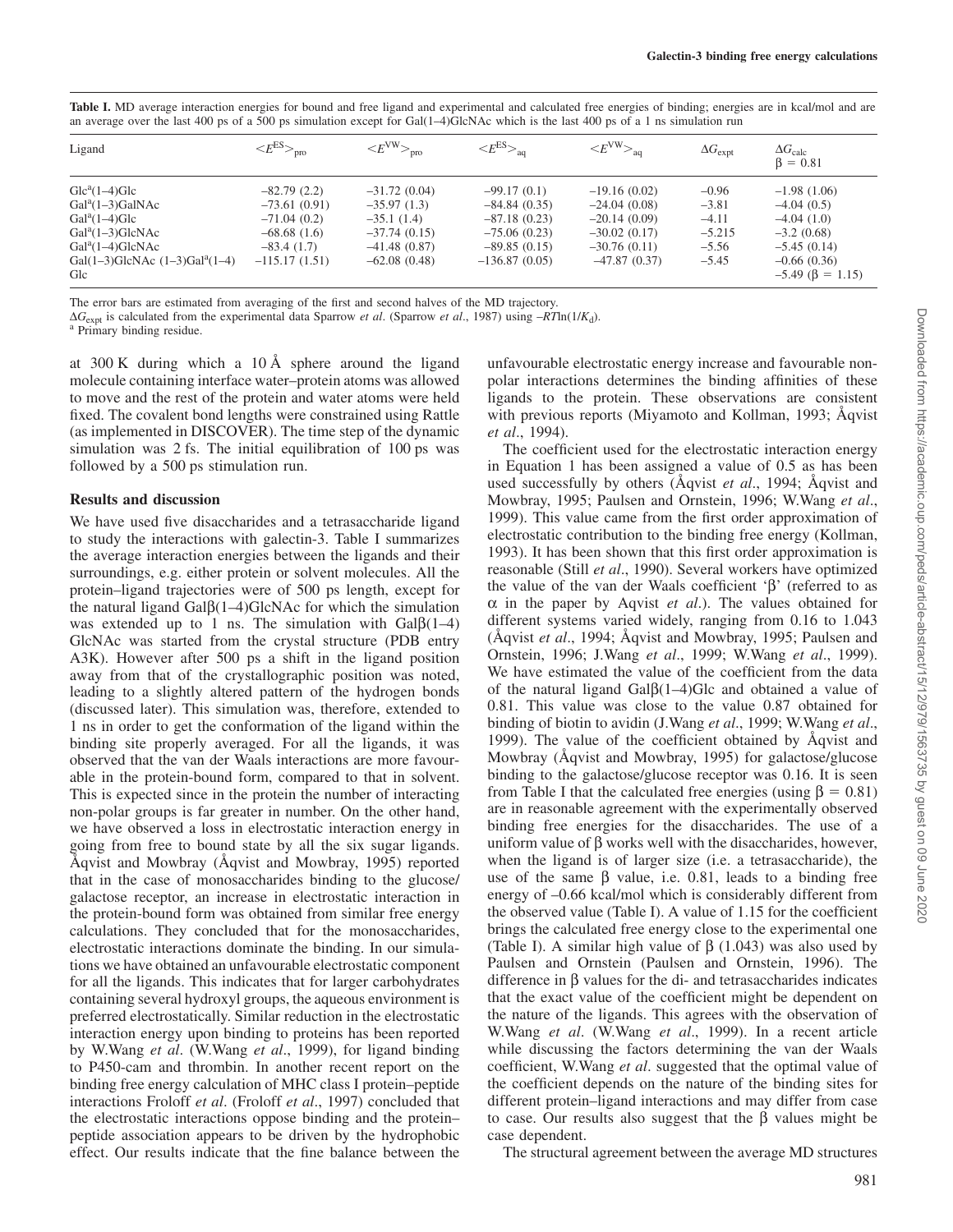**Table I.** MD average interaction energies for bound and free ligand and experimental and calculated free energies of binding; energies are in kcal/mol and are an average over the last 400 ps of a 500 ps simulation except for Gal(1–4)GlcNAc which is the last 400 ps of a 1 ns simulation run

| Ligand | $<E^{ES}>_{pro}$ | $<E^{VW}>_{pro}$ | $<E^{ES}>_{aq}$ | $<E^{VW}>_{aq}$ | $\Delta G_{expt}$ | $\Delta G_{calc}$ $\beta = 0.81$ |
|---|---|---|---|---|---|---|
| Glc[a](1–4)Glc | –82.79 (2.2) | –31.72 (0.04) | –99.17 (0.1) | –19.16 (0.02) | –0.96 | –1.98 (1.06) |
| Gal[a](1–3)GalNAc | –73.61 (0.91) | –35.97 (1.3) | –84.84 (0.35) | –24.04 (0.08) | –3.81 | –4.04 (0.5) |
| Gal[a](1–4)Glc | –71.04 (0.2) | –35.1 (1.4) | –87.18 (0.23) | –20.14 (0.09) | –4.11 | –4.04 (1.0) |
| Gal[a](1–3)GlcNAc | –68.68 (1.6) | –37.74 (0.15) | –75.06 (0.23) | –30.02 (0.17) | –5.215 | –3.2 (0.68) |
| Gal[a](1–4)GlcNAc | –83.4 (1.7) | –41.48 (0.87) | –89.85 (0.15) | –30.76 (0.11) | –5.56 | –5.45 (0.14) |
| Gal(1–3)GlcNAc (1–3)Gal[a](1–4) Glc | –115.17 (1.51) | –62.08 (0.48) | –136.87 (0.05) | –47.87 (0.37) | –5.45 | –0.66 (0.36) –5.49 ($\beta = 1.15$) |

The error bars are estimated from averaging of the first and second halves of the MD trajectory.

$\Delta G_{expt}$ is calculated from the experimental data Sparrow *et al*. (Sparrow *et al*., 1987) using $-RT\ln(1/K_d)$.

[a] Primary binding residue.

at 300 K during which a 10 Å sphere around the ligand molecule containing interface water–protein atoms was allowed to move and the rest of the protein and water atoms were held fixed. The covalent bond lengths were constrained using Rattle (as implemented in DISCOVER). The time step of the dynamic simulation was 2 fs. The initial equilibration of 100 ps was followed by a 500 ps stimulation run.

## Results and discussion

We have used five disaccharides and a tetrasaccharide ligand to study the interactions with galectin-3. Table I summarizes the average interaction energies between the ligands and their surroundings, e.g. either protein or solvent molecules. All the protein–ligand trajectories were of 500 ps length, except for the natural ligand Galβ(1–4)GlcNAc for which the simulation was extended up to 1 ns. The simulation with Galβ(1–4) GlcNAc was started from the crystal structure (PDB entry A3K). However after 500 ps a shift in the ligand position away from that of the crystallographic position was noted, leading to a slightly altered pattern of the hydrogen bonds (discussed later). This simulation was, therefore, extended to 1 ns in order to get the conformation of the ligand within the binding site properly averaged. For all the ligands, it was observed that the van der Waals interactions are more favourable in the protein-bound form, compared to that in solvent. This is expected since in the protein the number of interacting non-polar groups is far greater in number. On the other hand, we have observed a loss in electrostatic interaction energy in going from free to bound state by all the six sugar ligands. Åqvist and Mowbray (Åqvist and Mowbray, 1995) reported that in the case of monosaccharides binding to the glucose/galactose receptor, an increase in electrostatic interaction in the protein-bound form was obtained from similar free energy calculations. They concluded that for the monosaccharides, electrostatic interactions dominate the binding. In our simulations we have obtained an unfavourable electrostatic component for all the ligands. This indicates that for larger carbohydrates containing several hydroxyl groups, the aqueous environment is preferred electrostatically. Similar reduction in the electrostatic interaction energy upon binding to proteins has been reported by W.Wang *et al*. (W.Wang *et al*., 1999), for ligand binding to P450-cam and thrombin. In another recent report on the binding free energy calculation of MHC class I protein–peptide interactions Froloff *et al*. (Froloff *et al*., 1997) concluded that the electrostatic interactions oppose binding and the protein–peptide association appears to be driven by the hydrophobic effect. Our results indicate that the fine balance between the unfavourable electrostatic energy increase and favourable non-polar interactions determines the binding affinities of these ligands to the protein. These observations are consistent with previous reports (Miyamoto and Kollman, 1993; Åqvist *et al*., 1994).

The coefficient used for the electrostatic interaction energy in Equation 1 has been assigned a value of 0.5 as has been used successfully by others (Åqvist *et al*., 1994; Åqvist and Mowbray, 1995; Paulsen and Ornstein, 1996; W.Wang *et al*., 1999). This value came from the first order approximation of electrostatic contribution to the binding free energy (Kollman, 1993). It has been shown that this first order approximation is reasonable (Still *et al*., 1990). Several workers have optimized the value of the van der Waals coefficient 'β' (referred to as α in the paper by Aqvist *et al*.). The values obtained for different systems varied widely, ranging from 0.16 to 1.043 (Åqvist *et al*., 1994; Åqvist and Mowbray, 1995; Paulsen and Ornstein, 1996; J.Wang *et al*., 1999; W.Wang *et al*., 1999). We have estimated the value of the coefficient from the data of the natural ligand Galβ(1–4)Glc and obtained a value of 0.81. This value was close to the value 0.87 obtained for binding of biotin to avidin (J.Wang *et al*., 1999; W.Wang *et al*., 1999). The value of the coefficient obtained by Åqvist and Mowbray (Åqvist and Mowbray, 1995) for galactose/glucose binding to the galactose/glucose receptor was 0.16. It is seen from Table I that the calculated free energies (using $\beta = 0.81$) are in reasonable agreement with the experimentally observed binding free energies for the disaccharides. The use of a uniform value of β works well with the disaccharides, however, when the ligand is of larger size (i.e. a tetrasaccharide), the use of the same β value, i.e. 0.81, leads to a binding free energy of –0.66 kcal/mol which is considerably different from the observed value (Table I). A value of 1.15 for the coefficient brings the calculated free energy close to the experimental one (Table I). A similar high value of β (1.043) was also used by Paulsen and Ornstein (Paulsen and Ornstein, 1996). The difference in β values for the di- and tetrasaccharides indicates that the exact value of the coefficient might be dependent on the nature of the ligands. This agrees with the observation of W.Wang *et al*. (W.Wang *et al*., 1999). In a recent article while discussing the factors determining the van der Waals coefficient, W.Wang *et al*. suggested that the optimal value of the coefficient depends on the nature of the binding sites for different protein–ligand interactions and may differ from case to case. Our results also suggest that the β values might be case dependent.

The structural agreement between the average MD structures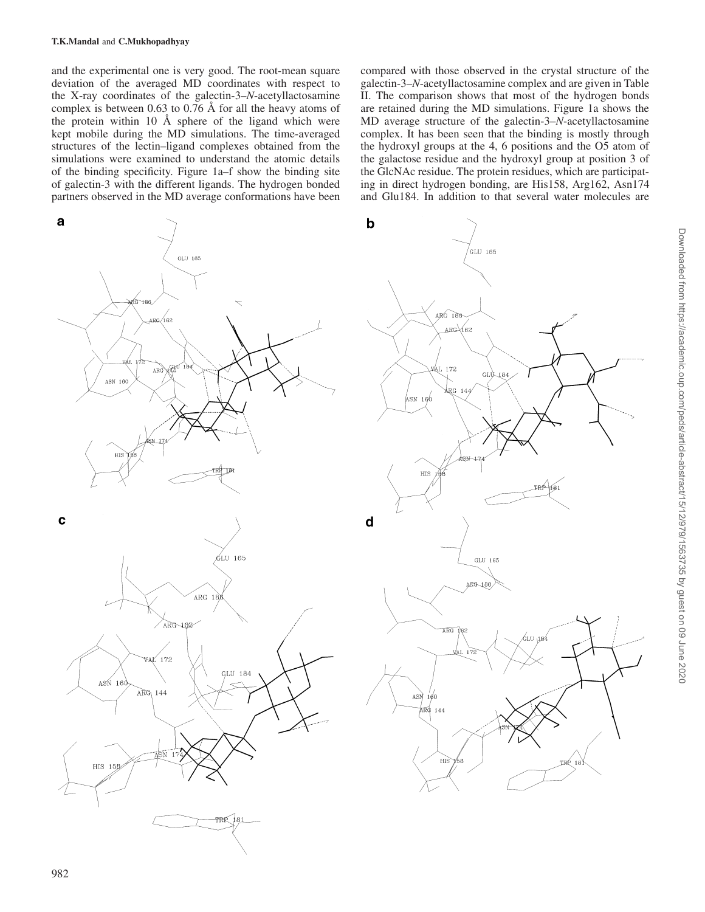and the experimental one is very good. The root-mean square deviation of the averaged MD coordinates with respect to the X-ray coordinates of the galectin-3–*N*-acetyllactosamine complex is between 0.63 to 0.76 Å for all the heavy atoms of the protein within 10 Å sphere of the ligand which were kept mobile during the MD simulations. The time-averaged structures of the lectin–ligand complexes obtained from the simulations were examined to understand the atomic details of the binding specificity. Figure 1a–f show the binding site of galectin-3 with the different ligands. The hydrogen bonded partners observed in the MD average conformations have been compared with those observed in the crystal structure of the galectin-3–*N*-acetyllactosamine complex and are given in Table II. The comparison shows that most of the hydrogen bonds are retained during the MD simulations. Figure 1a shows the MD average structure of the galectin-3–*N*-acetyllactosamine complex. It has been seen that the binding is mostly through the hydroxyl groups at the 4, 6 positions and the O5 atom of the galactose residue and the hydroxyl group at position 3 of the GlcNAc residue. The protein residues, which are participating in direct hydrogen bonding, are His158, Arg162, Asn174 and Glu184. In addition to that several water molecules are

**a**

GLU 165
ARG 186
ARG 162
VAL 172
GLU 184
ARG 144
ASN 160
ASN 174
HIS 158
TRP 181

**b**

GLU 165
ARG 186
ARG 162
VAL 172
GLU 184
ARG 144
ASN 160
ASN 174
HIS 158
TRP 181

**c**

GLU 165
ARG 186
ARG 162
VAL 172
GLU 184
ASN 160
ARG 144
ASN 174
HIS 158
TRP 181

**d**

GLU 165
ARG 186
ARG 162
GLU 184
VAL 172
ASN 160
ARG 144
ASN 174
HIS 158
TRP 181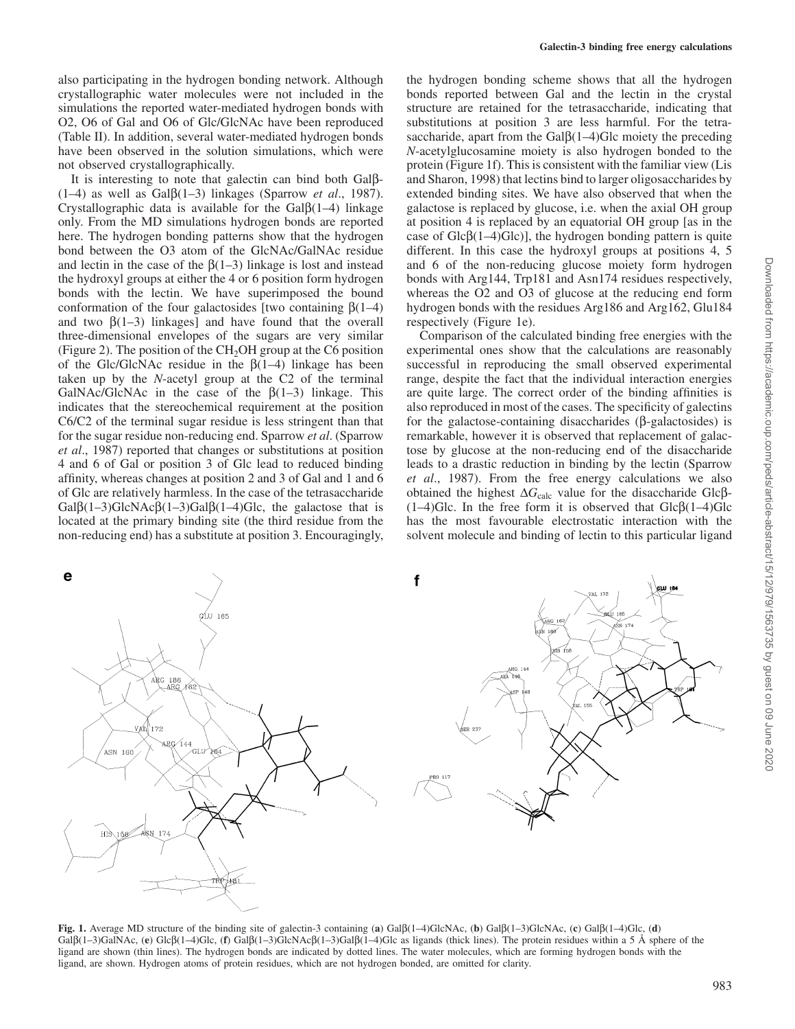also participating in the hydrogen bonding network. Although crystallographic water molecules were not included in the simulations the reported water-mediated hydrogen bonds with O2, O6 of Gal and O6 of Glc/GlcNAc have been reproduced (Table II). In addition, several water-mediated hydrogen bonds have been observed in the solution simulations, which were not observed crystallographically.

It is interesting to note that galectin can bind both Galβ-(1–4) as well as Galβ(1–3) linkages (Sparrow *et al*., 1987). Crystallographic data is available for the Galβ(1–4) linkage only. From the MD simulations hydrogen bonds are reported here. The hydrogen bonding patterns show that the hydrogen bond between the O3 atom of the GlcNAc/GalNAc residue and lectin in the case of the β(1–3) linkage is lost and instead the hydroxyl groups at either the 4 or 6 position form hydrogen bonds with the lectin. We have superimposed the bound conformation of the four galactosides [two containing β(1–4) and two β(1–3) linkages] and have found that the overall three-dimensional envelopes of the sugars are very similar (Figure 2). The position of the $CH_2OH$ group at the C6 position of the Glc/GlcNAc residue in the β(1–4) linkage has been taken up by the *N*-acetyl group at the C2 of the terminal GalNAc/GlcNAc in the case of the β(1–3) linkage. This indicates that the stereochemical requirement at the position C6/C2 of the terminal sugar residue is less stringent than that for the sugar residue non-reducing end. Sparrow *et al*. (Sparrow *et al*., 1987) reported that changes or substitutions at position 4 and 6 of Gal or position 3 of Glc lead to reduced binding affinity, whereas changes at position 2 and 3 of Gal and 1 and 6 of Glc are relatively harmless. In the case of the tetrasaccharide Galβ(1–3)GlcNAcβ(1–3)Galβ(1–4)Glc, the galactose that is located at the primary binding site (the third residue from the non-reducing end) has a substitute at position 3. Encouragingly, the hydrogen bonding scheme shows that all the hydrogen bonds reported between Gal and the lectin in the crystal structure are retained for the tetrasaccharide, indicating that substitutions at position 3 are less harmful. For the tetrasaccharide, apart from the Galβ(1–4)Glc moiety the preceding *N*-acetylglucosamine moiety is also hydrogen bonded to the protein (Figure 1f). This is consistent with the familiar view (Lis and Sharon, 1998) that lectins bind to larger oligosaccharides by extended binding sites. We have also observed that when the galactose is replaced by glucose, i.e. when the axial OH group at position 4 is replaced by an equatorial OH group [as in the case of Glcβ(1–4)Glc)], the hydrogen bonding pattern is quite different. In this case the hydroxyl groups at positions 4, 5 and 6 of the non-reducing glucose moiety form hydrogen bonds with Arg144, Trp181 and Asn174 residues respectively, whereas the O2 and O3 of glucose at the reducing end form hydrogen bonds with the residues Arg186 and Arg162, Glu184 respectively (Figure 1e).

Comparison of the calculated binding free energies with the experimental ones show that the calculations are reasonably successful in reproducing the small observed experimental range, despite the fact that the individual interaction energies are quite large. The correct order of the binding affinities is also reproduced in most of the cases. The specificity of galectins for the galactose-containing disaccharides (β-galactosides) is remarkable, however it is observed that replacement of galactose by glucose at the non-reducing end of the disaccharide leads to a drastic reduction in binding by the lectin (Sparrow *et al*., 1987). From the free energy calculations we also obtained the highest $\Delta G_{calc}$ value for the disaccharide Glcβ-(1–4)Glc. In the free form it is observed that Glcβ(1–4)Glc has the most favourable electrostatic interaction with the solvent molecule and binding of lectin to this particular ligand

e

GLU 165
ARG 186
ARG 162
VAL 172
ARG 144
GLU 184
ASN 160
HIS 158
ASN 174
TRP 181

f

VAL 172
GLU 184
GLU 165
ARG 162
ASN 174
ASN 160
HIS 158
ARG 144
ALA 146
ASP 148
TRP 181
VAL 155
SER 237
PRO 117

**Fig. 1.** Average MD structure of the binding site of galectin-3 containing (**a**) Galβ(1–4)GlcNAc, (**b**) Galβ(1–3)GlcNAc, (**c**) Galβ(1–4)Glc, (**d**) Galβ(1–3)GalNAc, (**e**) Glcβ(1–4)Glc, (**f**) Galβ(1–3)GlcNAcβ(1–3)Galβ(1–4)Glc as ligands (thick lines). The protein residues within a 5 Å sphere of the ligand are shown (thin lines). The hydrogen bonds are indicated by dotted lines. The water molecules, which are forming hydrogen bonds with the ligand, are shown. Hydrogen atoms of protein residues, which are not hydrogen bonded, are omitted for clarity.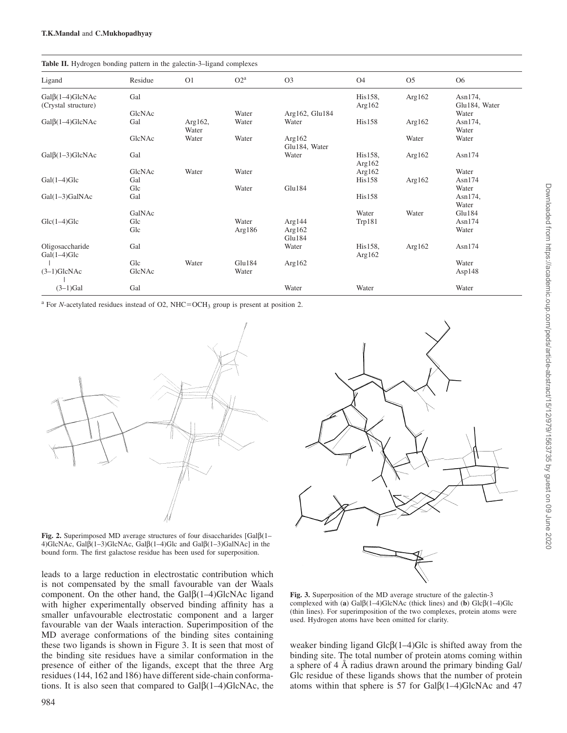**Table II.** Hydrogen bonding pattern in the galectin-3–ligand complexes

| Ligand | Residue | O1 | O2[a] | O3 | O4 | O5 | O6 |
|---|---|---|---|---|---|---|---|
| Galβ(1–4)GlcNAc (Crystal structure) | Gal | | | | His158, Arg162 | Arg162 | Asn174, Glu184, Water |
| | GlcNAc | | Water | Arg162, Glu184 | | | Water |
| Galβ(1–4)GlcNAc | Gal | Arg162, Water | Water | Water | His158 | Arg162 | Asn174, Water |
| | GlcNAc | Water | Water | Arg162 Glu184, Water | | Water | Water |
| Galβ(1–3)GlcNAc | Gal | | | Water | His158, Arg162 | Arg162 | Asn174 |
| | GlcNAc | Water | Water | | Arg162 | | Water |
| Gal(1–4)Glc | Gal | | | | His158 | Arg162 | Asn174 |
| | Glc | | Water | Glu184 | | | Water |
| Gal(1–3)GalNAc | Gal | | | | His158 | | Asn174, Water |
| | GalNAc | | | | Water | Water | Glu184 |
| Glc(1–4)Glc | Glc | | Water | Arg144 | Trp181 | | Asn174 |
| | Glc | | Arg186 | Arg162 Glu184 | | | Water |
| Oligosaccharide Gal(1–4)Glc | Gal | | | Water | His158, Arg162 | Arg162 | Asn174 |
| \| | Glc | Water | Glu184 | Arg162 | | | Water |
| (3–1)GlcNAc | GlcNAc | | Water | | | | Asp148 |
| \| (3–1)Gal | Gal | | | Water | Water | | Water |

[a] For *N*-acetylated residues instead of O2, NHC=OCH$_3$ group is present at position 2.

**Fig. 2.** Superimposed MD average structures of four disaccharides [Galβ(1–4)GlcNAc, Galβ(1–3)GlcNAc, Galβ(1–4)Glc and Galβ(1–3)GalNAc] in the bound form. The first galactose residue has been used for superposition.

**Fig. 3.** Superposition of the MD average structure of the galectin-3 complexed with (**a**) Galβ(1–4)GlcNAc (thick lines) and (**b**) Glcβ(1–4)Glc (thin lines). For superimposition of the two complexes, protein atoms were used. Hydrogen atoms have been omitted for clarity.

leads to a large reduction in electrostatic contribution which is not compensated by the small favourable van der Waals component. On the other hand, the Galβ(1–4)GlcNAc ligand with higher experimentally observed binding affinity has a smaller unfavourable electrostatic component and a larger favourable van der Waals interaction. Superimposition of the MD average conformations of the binding sites containing these two ligands is shown in Figure 3. It is seen that most of the binding site residues have a similar conformation in the presence of either of the ligands, except that the three Arg residues (144, 162 and 186) have different side-chain conformations. It is also seen that compared to Galβ(1–4)GlcNAc, the weaker binding ligand Glcβ(1–4)Glc is shifted away from the binding site. The total number of protein atoms coming within a sphere of 4 Å radius drawn around the primary binding Gal/Glc residue of these ligands shows that the number of protein atoms within that sphere is 57 for Galβ(1–4)GlcNAc and 47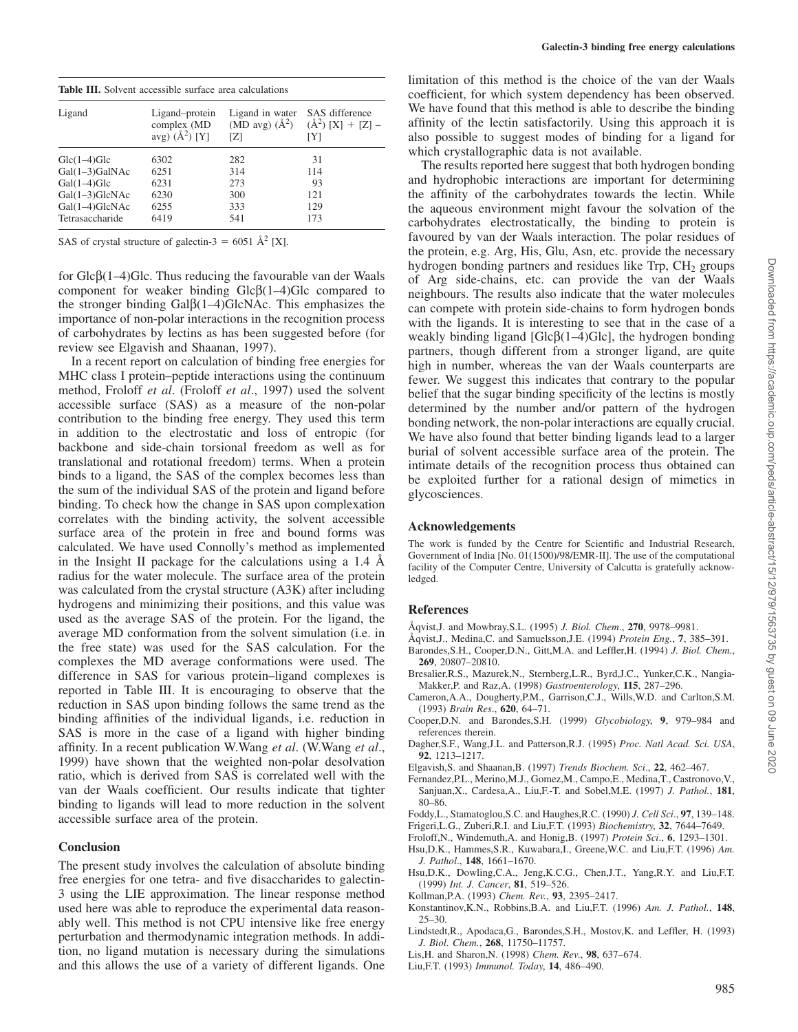**Table III.** Solvent accessible surface area calculations

| Ligand | Ligand–protein complex (MD avg) (Å$^2$) [Y] | Ligand in water (MD avg) (Å$^2$) [Z] | SAS difference (Å$^2$) [X] + [Z] – [Y] |
|---|---|---|---|
| Glc(1–4)Glc | 6302 | 282 | 31 |
| Gal(1–3)GalNAc | 6251 | 314 | 114 |
| Gal(1–4)Glc | 6231 | 273 | 93 |
| Gal(1–3)GlcNAc | 6230 | 300 | 121 |
| Gal(1–4)GlcNAc | 6255 | 333 | 129 |
| Tetrasaccharide | 6419 | 541 | 173 |

SAS of crystal structure of galectin-3 = 6051 Å$^2$ [X].

for Glcβ(1–4)Glc. Thus reducing the favourable van der Waals component for weaker binding Glcβ(1–4)Glc compared to the stronger binding Galβ(1–4)GlcNAc. This emphasizes the importance of non-polar interactions in the recognition process of carbohydrates by lectins as has been suggested before (for review see Elgavish and Shaanan, 1997).

In a recent report on calculation of binding free energies for MHC class I protein–peptide interactions using the continuum method, Froloff *et al*. (Froloff *et al*., 1997) used the solvent accessible surface (SAS) as a measure of the non-polar contribution to the binding free energy. They used this term in addition to the electrostatic and loss of entropic (for backbone and side-chain torsional freedom as well as for translational and rotational freedom) terms. When a protein binds to a ligand, the SAS of the complex becomes less than the sum of the individual SAS of the protein and ligand before binding. To check how the change in SAS upon complexation correlates with the binding activity, the solvent accessible surface area of the protein in free and bound forms was calculated. We have used Connolly's method as implemented in the Insight II package for the calculations using a 1.4 Å radius for the water molecule. The surface area of the protein was calculated from the crystal structure (A3K) after including hydrogens and minimizing their positions, and this value was used as the average SAS of the protein. For the ligand, the average MD conformation from the solvent simulation (i.e. in the free state) was used for the SAS calculation. For the complexes the MD average conformations were used. The difference in SAS for various protein–ligand complexes is reported in Table III. It is encouraging to observe that the reduction in SAS upon binding follows the same trend as the binding affinities of the individual ligands, i.e. reduction in SAS is more in the case of a ligand with higher binding affinity. In a recent publication W.Wang *et al*. (W.Wang *et al*., 1999) have shown that the weighted non-polar desolvation ratio, which is derived from SAS is correlated well with the van der Waals coefficient. Our results indicate that tighter binding to ligands will lead to more reduction in the solvent accessible surface area of the protein.

## Conclusion

The present study involves the calculation of absolute binding free energies for one tetra- and five disaccharides to galectin-3 using the LIE approximation. The linear response method used here was able to reproduce the experimental data reasonably well. This method is not CPU intensive like free energy perturbation and thermodynamic integration methods. In addition, no ligand mutation is necessary during the simulations and this allows the use of a variety of different ligands. One limitation of this method is the choice of the van der Waals coefficient, for which system dependency has been observed. We have found that this method is able to describe the binding affinity of the lectin satisfactorily. Using this approach it is also possible to suggest modes of binding for a ligand for which crystallographic data is not available.

The results reported here suggest that both hydrogen bonding and hydrophobic interactions are important for determining the affinity of the carbohydrates towards the lectin. While the aqueous environment might favour the solvation of the carbohydrates electrostatically, the binding to protein is favoured by van der Waals interaction. The polar residues of the protein, e.g. Arg, His, Glu, Asn, etc. provide the necessary hydrogen bonding partners and residues like Trp, $CH_2$ groups of Arg side-chains, etc. can provide the van der Waals neighbours. The results also indicate that the water molecules can compete with protein side-chains to form hydrogen bonds with the ligands. It is interesting to see that in the case of a weakly binding ligand [Glcβ(1–4)Glc], the hydrogen bonding partners, though different from a stronger ligand, are quite high in number, whereas the van der Waals counterparts are fewer. We suggest this indicates that contrary to the popular belief that the sugar binding specificity of the lectins is mostly determined by the number and/or pattern of the hydrogen bonding network, the non-polar interactions are equally crucial. We have also found that better binding ligands lead to a larger burial of solvent accessible surface area of the protein. The intimate details of the recognition process thus obtained can be exploited further for a rational design of mimetics in glycosciences.

## Acknowledgements

The work is funded by the Centre for Scientific and Industrial Research, Government of India [No. 01(1500)/98/EMR-II]. The use of the computational facility of the Computer Centre, University of Calcutta is gratefully acknowledged.

## References

Åqvist,J. and Mowbray,S.L. (1995) *J. Biol. Chem*., **270**, 9978–9981.

Åqvist,J., Medina,C. and Samuelsson,J.E. (1994) *Protein Eng.*, **7**, 385–391.

Barondes,S.H., Cooper,D.N., Gitt,M.A. and Leffler,H. (1994) *J. Biol. Chem.*, **269**, 20807–20810.

Bresalier,R.S., Mazurek,N., Sternberg,L.R., Byrd,J.C., Yunker,C.K., Nangia-Makker,P. and Raz,A. (1998) *Gastroenterology*, **115**, 287–296.

Cameron,A.A., Dougherty,P.M., Garrison,C.J., Wills,W.D. and Carlton,S.M. (1993) *Brain Res*., **620**, 64–71.

Cooper,D.N. and Barondes,S.H. (1999) *Glycobiology*, **9**, 979–984 and references therein.

Dagher,S.F., Wang,J.L. and Patterson,R.J. (1995) *Proc. Natl Acad. Sci. USA*, **92**, 1213–1217.

Elgavish,S. and Shaanan,B. (1997) *Trends Biochem. Sci*., **22**, 462–467.

Fernandez,P.L., Merino,M.J., Gomez,M., Campo,E., Medina,T., Castronovo,V., Sanjuan,X., Cardesa,A., Liu,F.-T. and Sobel,M.E. (1997) *J. Pathol.*, **181**, 80–86.

Foddy,L., Stamatoglou,S.C. and Haughes,R.C. (1990) *J. Cell Sci*., **97**, 139–148.

Frigeri,L.G., Zuberi,R.I. and Liu,F.T. (1993) *Biochemistry*, **32**, 7644–7649.

Froloff,N., Windemuth,A. and Honig,B. (1997) *Protein Sci*., **6**, 1293–1301.

Hsu,D.K., Hammes,S.R., Kuwabara,I., Greene,W.C. and Liu,F.T. (1996) *Am. J. Pathol*., **148**, 1661–1670.

Hsu,D.K., Dowling,C.A., Jeng,K.C.G., Chen,J.T., Yang,R.Y. and Liu,F.T. (1999) *Int. J. Cancer*, **81**, 519–526.

Kollman,P.A. (1993) *Chem. Rev.*, **93**, 2395–2417.

Konstantinov,K.N., Robbins,B.A. and Liu,F.T. (1996) *Am. J. Pathol.*, **148**, 25–30.

Lindstedt,R., Apodaca,G., Barondes,S.H., Mostov,K. and Leffler, H. (1993) *J. Biol. Chem.*, **268**, 11750–11757.

Lis,H. and Sharon,N. (1998) *Chem. Rev*., **98**, 637–674.

Liu,F.T. (1993) *Immunol. Today*, **14**, 486–490.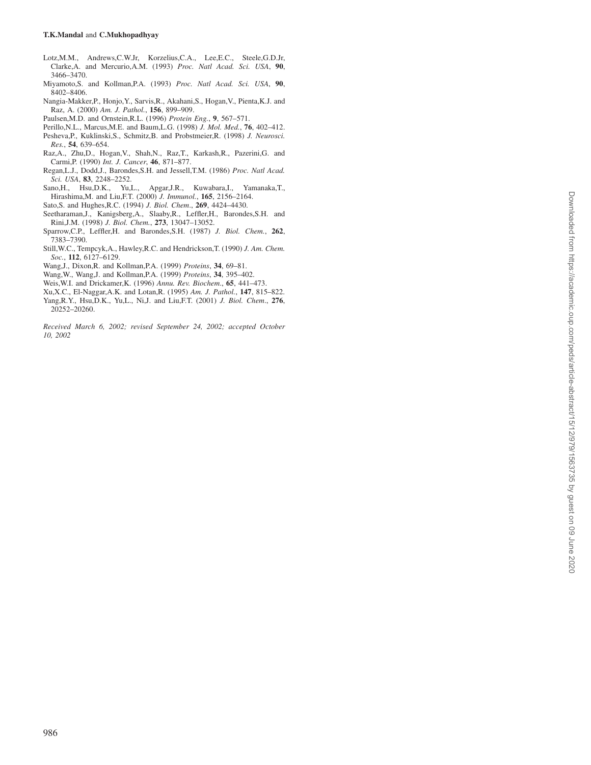Lotz,M.M., Andrews,C.W.Jr, Korzelius,C.A., Lee,E.C., Steele,G.D.Jr, Clarke,A. and Mercurio,A.M. (1993) *Proc. Natl Acad. Sci. USA*, **90**, 3466–3470.

Miyamoto,S. and Kollman,P.A. (1993) *Proc. Natl Acad. Sci. USA*, **90**, 8402–8406.

Nangia-Makker,P., Honjo,Y., Sarvis,R., Akahani,S., Hogan,V., Pienta,K.J. and Raz, A. (2000) *Am. J. Pathol.*, **156**, 899–909.

Paulsen,M.D. and Ornstein,R.L. (1996) *Protein Eng.*, **9**, 567–571.

Perillo,N.L., Marcus,M.E. and Baum,L.G. (1998) *J. Mol. Med.*, **76**, 402–412.

Pesheva,P., Kuklinski,S., Schmitz,B. and Probstmeier,R. (1998) *J. Neurosci. Res.*, **54**, 639–654.

Raz,A., Zhu,D., Hogan,V., Shah,N., Raz,T., Karkash,R., Pazerini,G. and Carmi,P. (1990) *Int. J. Cancer*, **46**, 871–877.

Regan,L.J., Dodd,J., Barondes,S.H. and Jessell,T.M. (1986) *Proc. Natl Acad. Sci. USA*, **83**, 2248–2252.

Sano,H., Hsu,D.K., Yu,L., Apgar,J.R., Kuwabara,I., Yamanaka,T., Hirashima,M. and Liu,F.T. (2000) *J. Immunol.*, **165**, 2156–2164.

Sato,S. and Hughes,R.C. (1994) *J. Biol. Chem.*, **269**, 4424–4430.

Seetharaman,J., Kanigsberg,A., Slaaby,R., Leffler,H., Barondes,S.H. and Rini,J.M. (1998) *J. Biol. Chem.*, **273**, 13047–13052.

Sparrow,C.P., Leffler,H. and Barondes,S.H. (1987) *J. Biol. Chem.*, **262**, 7383–7390.

Still,W.C., Tempcyk,A., Hawley,R.C. and Hendrickson,T. (1990) *J. Am. Chem. Soc.*, **112**, 6127–6129.

Wang,J., Dixon,R. and Kollman,P.A. (1999) *Proteins*, **34**, 69–81.

Wang,W., Wang,J. and Kollman,P.A. (1999) *Proteins*, **34**, 395–402.

Weis,W.I. and Drickamer,K. (1996) *Annu. Rev. Biochem.*, **65**, 441–473.

Xu,X.C., El-Naggar,A.K. and Lotan,R. (1995) *Am. J. Pathol.*, **147**, 815–822.

Yang,R.Y., Hsu,D.K., Yu,L., Ni,J. and Liu,F.T. (2001) *J. Biol. Chem.*, **276**, 20252–20260.

*Received March 6, 2002; revised September 24, 2002; accepted October 10, 2002*